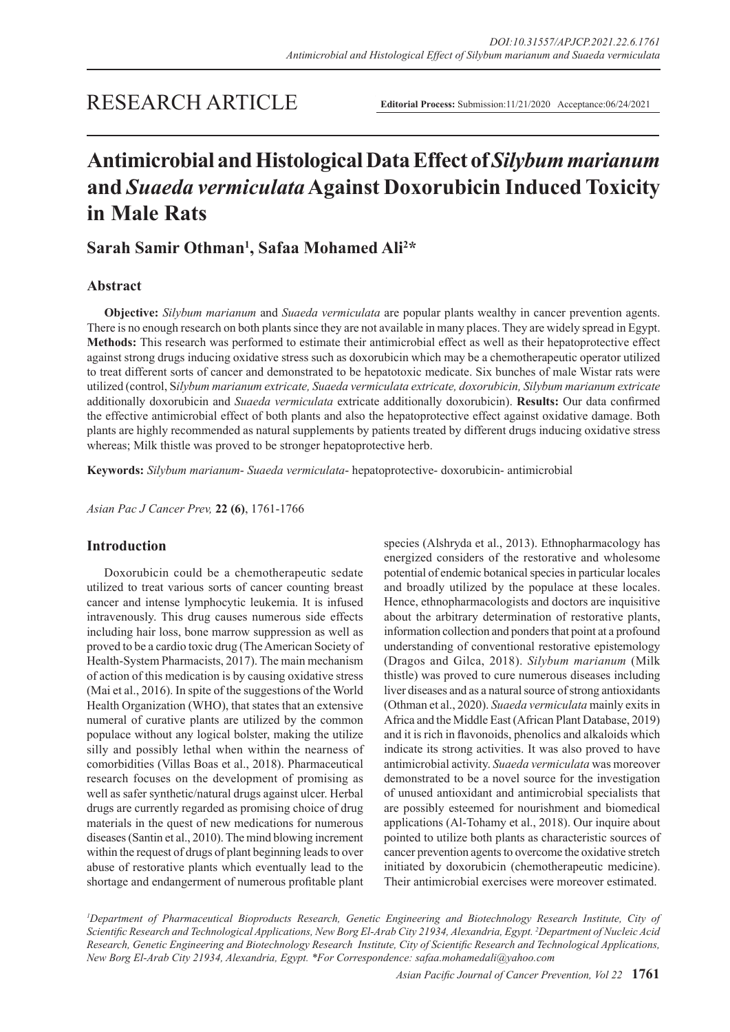RESEARCH ARTICLE

**Editorial Process:** Submission:11/21/2020 Acceptance:06/24/2021

# Antimicrobial and Histological Data Effect of *Silybum marianum* and *Suaeda vermiculata* Against Doxorubicin Induced Toxicity in Male Rats

**Sarah Samir Othman[1], Safaa Mohamed Ali[2]***

## Abstract

**Objective:** *Silybum marianum* and *Suaeda vermiculata* are popular plants wealthy in cancer prevention agents. There is no enough research on both plants since they are not available in many places. They are widely spread in Egypt. **Methods:** This research was performed to estimate their antimicrobial effect as well as their hepatoprotective effect against strong drugs inducing oxidative stress such as doxorubicin which may be a chemotherapeutic operator utilized to treat different sorts of cancer and demonstrated to be hepatotoxic medicate. Six bunches of male Wistar rats were utilized (control, S*ilybum marianum extricate, Suaeda vermiculata extricate, doxorubicin, Silybum marianum extricate* additionally doxorubicin and *Suaeda vermiculata* extricate additionally doxorubicin). **Results:** Our data confirmed the effective antimicrobial effect of both plants and also the hepatoprotective effect against oxidative damage. Both plants are highly recommended as natural supplements by patients treated by different drugs inducing oxidative stress whereas; Milk thistle was proved to be stronger hepatoprotective herb.

**Keywords:** *Silybum marianum- Suaeda vermiculata-* hepatoprotective- doxorubicin- antimicrobial

*Asian Pac J Cancer Prev,* **22 (6)**, 1761-1766

## Introduction

Doxorubicin could be a chemotherapeutic sedate utilized to treat various sorts of cancer counting breast cancer and intense lymphocytic leukemia. It is infused intravenously. This drug causes numerous side effects including hair loss, bone marrow suppression as well as proved to be a cardio toxic drug (The American Society of Health-System Pharmacists, 2017). The main mechanism of action of this medication is by causing oxidative stress (Mai et al., 2016). In spite of the suggestions of the World Health Organization (WHO), that states that an extensive numeral of curative plants are utilized by the common populace without any logical bolster, making the utilize silly and possibly lethal when within the nearness of comorbidities (Villas Boas et al., 2018). Pharmaceutical research focuses on the development of promising as well as safer synthetic/natural drugs against ulcer. Herbal drugs are currently regarded as promising choice of drug materials in the quest of new medications for numerous diseases (Santin et al., 2010). The mind blowing increment within the request of drugs of plant beginning leads to over abuse of restorative plants which eventually lead to the shortage and endangerment of numerous profitable plant species (Alshryda et al., 2013). Ethnopharmacology has energized considers of the restorative and wholesome potential of endemic botanical species in particular locales and broadly utilized by the populace at these locales. Hence, ethnopharmacologists and doctors are inquisitive about the arbitrary determination of restorative plants, information collection and ponders that point at a profound understanding of conventional restorative epistemology (Dragos and Gilca, 2018). *Silybum marianum* (Milk thistle) was proved to cure numerous diseases including liver diseases and as a natural source of strong antioxidants (Othman et al., 2020). *Suaeda vermiculata* mainly exits in Africa and the Middle East (African Plant Database, 2019) and it is rich in flavonoids, phenolics and alkaloids which indicate its strong activities. It was also proved to have antimicrobial activity. *Suaeda vermiculata* was moreover demonstrated to be a novel source for the investigation of unused antioxidant and antimicrobial specialists that are possibly esteemed for nourishment and biomedical applications (Al-Tohamy et al., 2018). Our inquire about pointed to utilize both plants as characteristic sources of cancer prevention agents to overcome the oxidative stretch initiated by doxorubicin (chemotherapeutic medicine). Their antimicrobial exercises were moreover estimated.

*[1]Department of Pharmaceutical Bioproducts Research, Genetic Engineering and Biotechnology Research Institute, City of Scientific Research and Technological Applications, New Borg El-Arab City 21934, Alexandria, Egypt. [2]Department of Nucleic Acid Research, Genetic Engineering and Biotechnology Research Institute, City of Scientific Research and Technological Applications, New Borg El-Arab City 21934, Alexandria, Egypt. *For Correspondence: safaa.mohamedali@yahoo.com*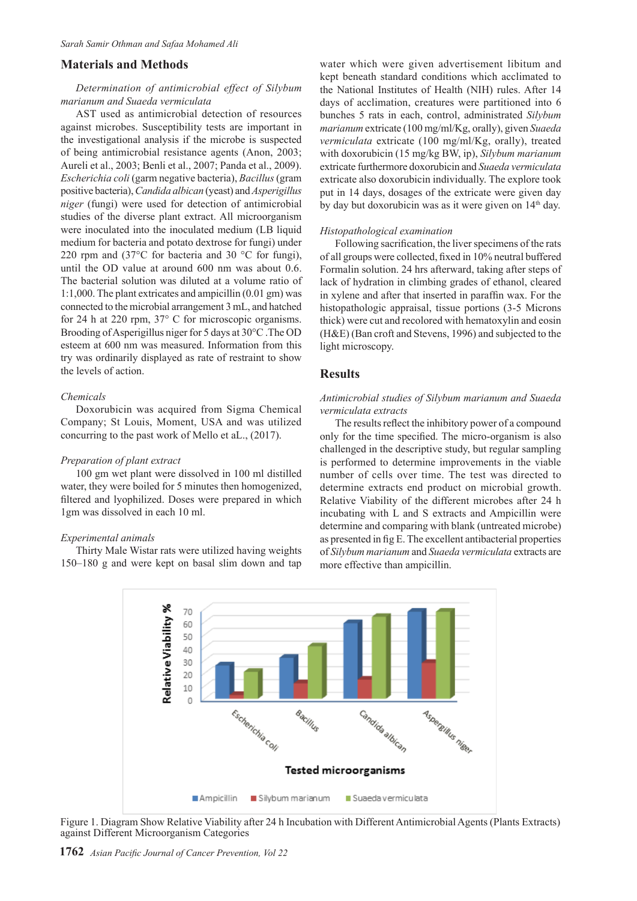## Materials and Methods

*Determination of antimicrobial effect of Silybum marianum and Suaeda vermiculata*

AST used as antimicrobial detection of resources against microbes. Susceptibility tests are important in the investigational analysis if the microbe is suspected of being antimicrobial resistance agents (Anon, 2003; Aureli et al., 2003; Benli et al., 2007; Panda et al., 2009). *Escherichia coli* (garm negative bacteria), *Bacillus* (gram positive bacteria), *Candida albican* (yeast) and *Asperigillus niger* (fungi) were used for detection of antimicrobial studies of the diverse plant extract. All microorganism were inoculated into the inoculated medium (LB liquid medium for bacteria and potato dextrose for fungi) under 220 rpm and (37°C for bacteria and 30 °C for fungi), until the OD value at around 600 nm was about 0.6. The bacterial solution was diluted at a volume ratio of 1:1,000. The plant extricates and ampicillin (0.01 gm) was connected to the microbial arrangement 3 mL, and hatched for 24 h at 220 rpm, 37° C for microscopic organisms. Brooding of Asperigillus niger for 5 days at 30°C .The OD esteem at 600 nm was measured. Information from this try was ordinarily displayed as rate of restraint to show the levels of action.

*Chemicals*

Doxorubicin was acquired from Sigma Chemical Company; St Louis, Moment, USA and was utilized concurring to the past work of Mello et aL., (2017).

*Preparation of plant extract*

100 gm wet plant were dissolved in 100 ml distilled water, they were boiled for 5 minutes then homogenized, filtered and lyophilized. Doses were prepared in which 1gm was dissolved in each 10 ml.

*Experimental animals*

Thirty Male Wistar rats were utilized having weights 150–180 g and were kept on basal slim down and tap water which were given advertisement libitum and kept beneath standard conditions which acclimated to the National Institutes of Health (NIH) rules. After 14 days of acclimation, creatures were partitioned into 6 bunches 5 rats in each, control, administrated *Silybum marianum* extricate (100 mg/ml/Kg, orally), given *Suaeda vermiculata* extricate (100 mg/ml/Kg, orally), treated with doxorubicin (15 mg/kg BW, ip), *Silybum marianum* extricate furthermore doxorubicin and *Suaeda vermiculata* extricate also doxorubicin individually. The explore took put in 14 days, dosages of the extricate were given day by day but doxorubicin was as it were given on 14th day.

*Histopathological examination*

Following sacrification, the liver specimens of the rats of all groups were collected, fixed in 10% neutral buffered Formalin solution. 24 hrs afterward, taking after steps of lack of hydration in climbing grades of ethanol, cleared in xylene and after that inserted in paraffin wax. For the histopathologic appraisal, tissue portions (3-5 Microns thick) were cut and recolored with hematoxylin and eosin (H&E) (Ban croft and Stevens, 1996) and subjected to the light microscopy.

## Results

*Antimicrobial studies of Silybum marianum and Suaeda vermiculata extracts*

The results reflect the inhibitory power of a compound only for the time specified. The micro-organism is also challenged in the descriptive study, but regular sampling is performed to determine improvements in the viable number of cells over time. The test was directed to determine extracts end product on microbial growth. Relative Viability of the different microbes after 24 h incubating with L and S extracts and Ampicillin were determine and comparing with blank (untreated microbe) as presented in fig E. The excellent antibacterial properties of *Silybum marianum* and *Suaeda vermiculata* extracts are more effective than ampicillin.

Figure 1. Diagram Show Relative Viability after 24 h Incubation with Different Antimicrobial Agents (Plants Extracts) against Different Microorganism Categories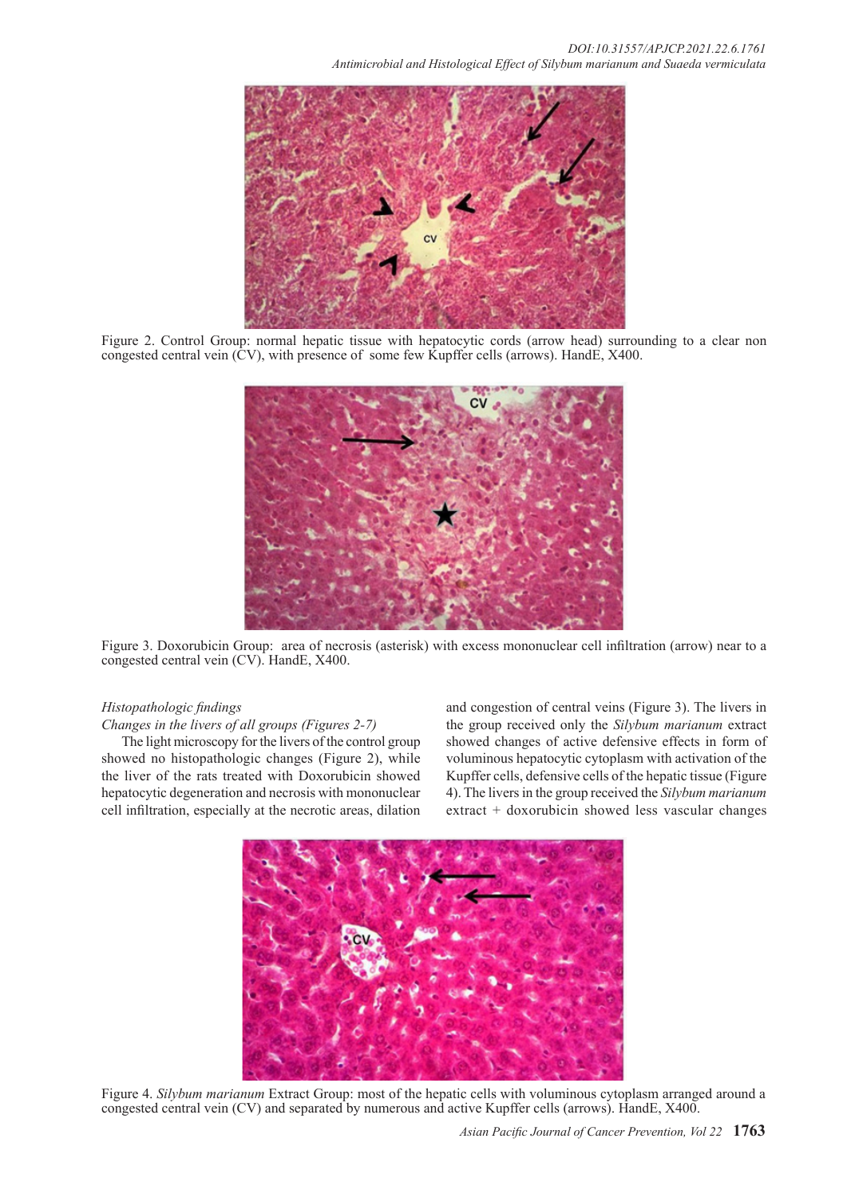Figure 2. Control Group: normal hepatic tissue with hepatocytic cords (arrow head) surrounding to a clear non congested central vein (CV), with presence of some few Kupffer cells (arrows). HandE, X400.

Figure 3. Doxorubicin Group: area of necrosis (asterisk) with excess mononuclear cell infiltration (arrow) near to a congested central vein (CV). HandE, X400.

*Histopathologic findings*

*Changes in the livers of all groups (Figures 2-7)*

The light microscopy for the livers of the control group showed no histopathologic changes (Figure 2), while the liver of the rats treated with Doxorubicin showed hepatocytic degeneration and necrosis with mononuclear cell infiltration, especially at the necrotic areas, dilation and congestion of central veins (Figure 3). The livers in the group received only the *Silybum marianum* extract showed changes of active defensive effects in form of voluminous hepatocytic cytoplasm with activation of the Kupffer cells, defensive cells of the hepatic tissue (Figure 4). The livers in the group received the *Silybum marianum* extract + doxorubicin showed less vascular changes

Figure 4. *Silybum marianum* Extract Group: most of the hepatic cells with voluminous cytoplasm arranged around a congested central vein (CV) and separated by numerous and active Kupffer cells (arrows). HandE, X400.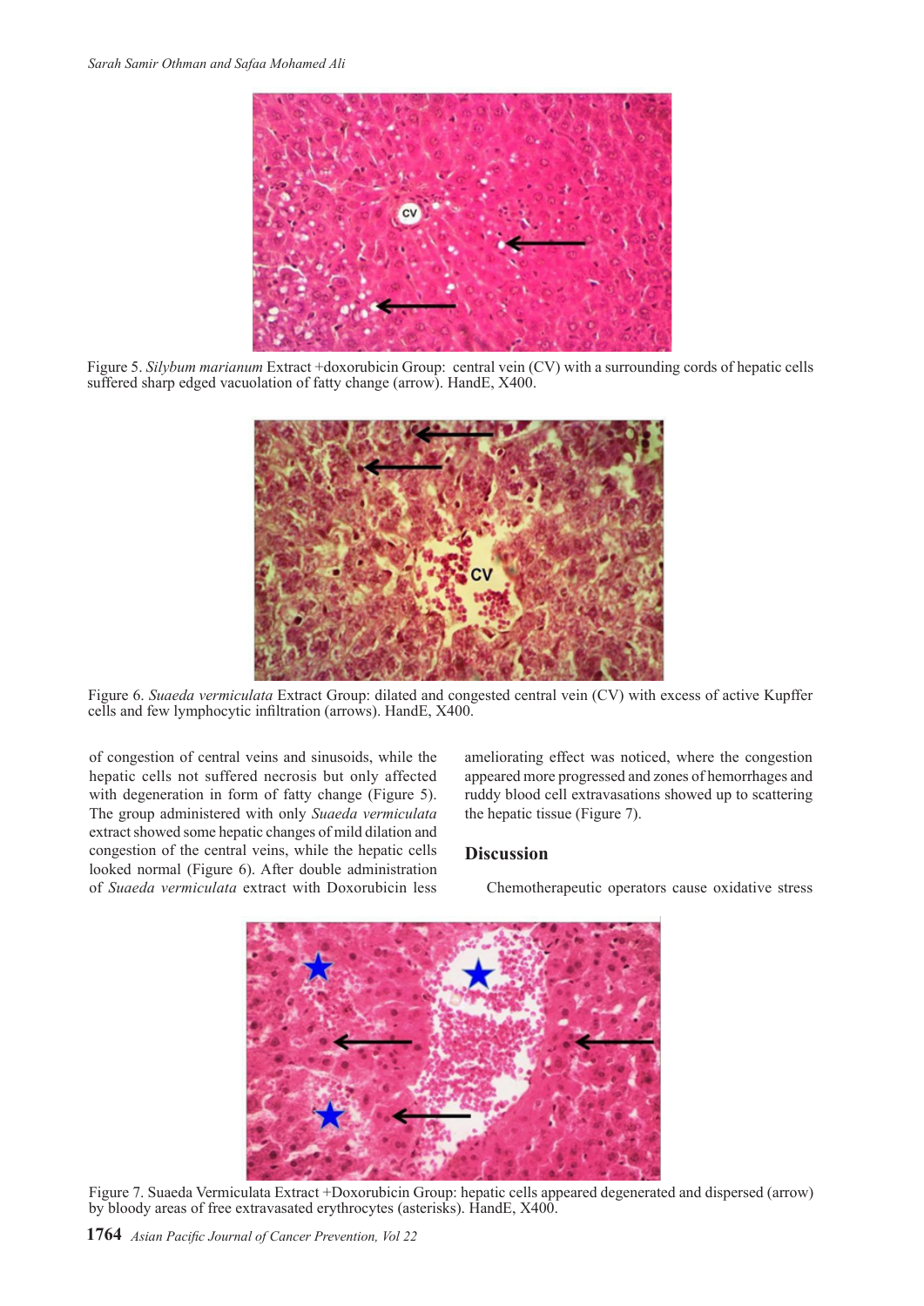Figure 5. *Silybum marianum* Extract +doxorubicin Group: central vein (CV) with a surrounding cords of hepatic cells suffered sharp edged vacuolation of fatty change (arrow). HandE, X400.

Figure 6. *Suaeda vermiculata* Extract Group: dilated and congested central vein (CV) with excess of active Kupffer cells and few lymphocytic infiltration (arrows). HandE, X400.

of congestion of central veins and sinusoids, while the hepatic cells not suffered necrosis but only affected with degeneration in form of fatty change (Figure 5). The group administered with only *Suaeda vermiculata* extract showed some hepatic changes of mild dilation and congestion of the central veins, while the hepatic cells looked normal (Figure 6). After double administration of *Suaeda vermiculata* extract with Doxorubicin less ameliorating effect was noticed, where the congestion appeared more progressed and zones of hemorrhages and ruddy blood cell extravasations showed up to scattering the hepatic tissue (Figure 7).

## Discussion

Chemotherapeutic operators cause oxidative stress

Figure 7. Suaeda Vermiculata Extract +Doxorubicin Group: hepatic cells appeared degenerated and dispersed (arrow) by bloody areas of free extravasated erythrocytes (asterisks). HandE, X400.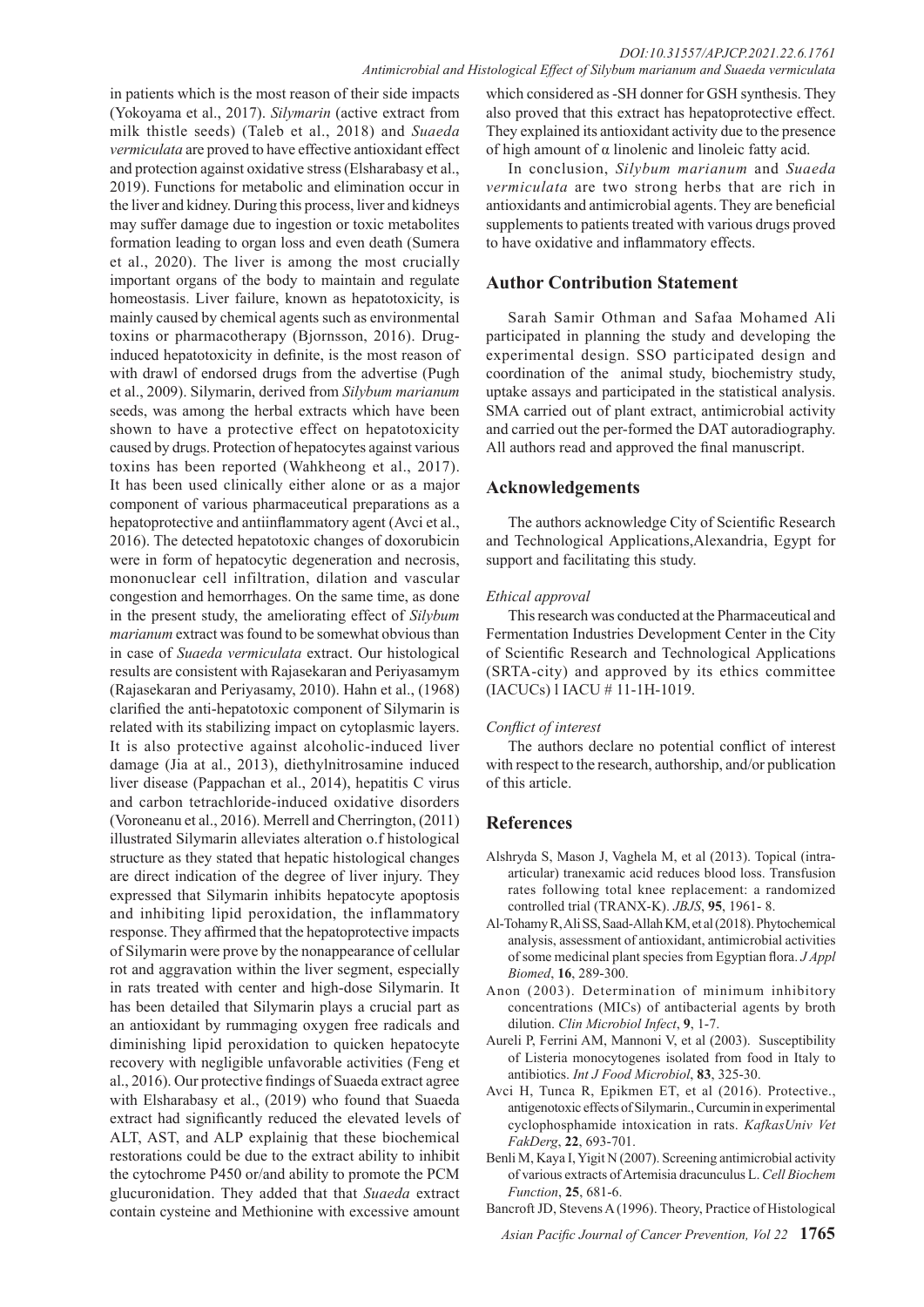in patients which is the most reason of their side impacts (Yokoyama et al., 2017). *Silymarin* (active extract from milk thistle seeds) (Taleb et al., 2018) and *Suaeda vermiculata* are proved to have effective antioxidant effect and protection against oxidative stress (Elsharabasy et al., 2019). Functions for metabolic and elimination occur in the liver and kidney. During this process, liver and kidneys may suffer damage due to ingestion or toxic metabolites formation leading to organ loss and even death (Sumera et al., 2020). The liver is among the most crucially important organs of the body to maintain and regulate homeostasis. Liver failure, known as hepatotoxicity, is mainly caused by chemical agents such as environmental toxins or pharmacotherapy (Bjornsson, 2016). Drug-induced hepatotoxicity in definite, is the most reason of with drawl of endorsed drugs from the advertise (Pugh et al., 2009). Silymarin, derived from *Silybum marianum* seeds, was among the herbal extracts which have been shown to have a protective effect on hepatotoxicity caused by drugs. Protection of hepatocytes against various toxins has been reported (Wahkheong et al., 2017). It has been used clinically either alone or as a major component of various pharmaceutical preparations as a hepatoprotective and antiinflammatory agent (Avci et al., 2016). The detected hepatotoxic changes of doxorubicin were in form of hepatocytic degeneration and necrosis, mononuclear cell infiltration, dilation and vascular congestion and hemorrhages. On the same time, as done in the present study, the ameliorating effect of *Silybum marianum* extract was found to be somewhat obvious than in case of *Suaeda vermiculata* extract. Our histological results are consistent with Rajasekaran and Periyasamym (Rajasekaran and Periyasamy, 2010). Hahn et al., (1968) clarified the anti-hepatotoxic component of Silymarin is related with its stabilizing impact on cytoplasmic layers. It is also protective against alcoholic-induced liver damage (Jia at al., 2013), diethylnitrosamine induced liver disease (Pappachan et al., 2014), hepatitis C virus and carbon tetrachloride-induced oxidative disorders (Voroneanu et al., 2016). Merrell and Cherrington, (2011) illustrated Silymarin alleviates alteration o.f histological structure as they stated that hepatic histological changes are direct indication of the degree of liver injury. They expressed that Silymarin inhibits hepatocyte apoptosis and inhibiting lipid peroxidation, the inflammatory response. They affirmed that the hepatoprotective impacts of Silymarin were prove by the nonappearance of cellular rot and aggravation within the liver segment, especially in rats treated with center and high-dose Silymarin. It has been detailed that Silymarin plays a crucial part as an antioxidant by rummaging oxygen free radicals and diminishing lipid peroxidation to quicken hepatocyte recovery with negligible unfavorable activities (Feng et al., 2016). Our protective findings of Suaeda extract agree with Elsharabasy et al., (2019) who found that Suaeda extract had significantly reduced the elevated levels of ALT, AST, and ALP explainig that these biochemical restorations could be due to the extract ability to inhibit the cytochrome P450 or/and ability to promote the PCM glucuronidation. They added that that *Suaeda* extract contain cysteine and Methionine with excessive amount which considered as -SH donner for GSH synthesis. They also proved that this extract has hepatoprotective effect. They explained its antioxidant activity due to the presence of high amount of α linolenic and linoleic fatty acid.

In conclusion, *Silybum marianum* and *Suaeda vermiculata* are two strong herbs that are rich in antioxidants and antimicrobial agents. They are beneficial supplements to patients treated with various drugs proved to have oxidative and inflammatory effects.

## Author Contribution Statement

Sarah Samir Othman and Safaa Mohamed Ali participated in planning the study and developing the experimental design. SSO participated design and coordination of the animal study, biochemistry study, uptake assays and participated in the statistical analysis. SMA carried out of plant extract, antimicrobial activity and carried out the per-formed the DAT autoradiography. All authors read and approved the final manuscript.

## Acknowledgements

The authors acknowledge City of Scientific Research and Technological Applications,Alexandria, Egypt for support and facilitating this study.

### *Ethical approval*

This research was conducted at the Pharmaceutical and Fermentation Industries Development Center in the City of Scientific Research and Technological Applications (SRTA-city) and approved by its ethics committee (IACUCs) l IACU # 11-1H-1019.

### *Conflict of interest*

The authors declare no potential conflict of interest with respect to the research, authorship, and/or publication of this article.

## References

Alshryda S, Mason J, Vaghela M, et al (2013). Topical (intra-articular) tranexamic acid reduces blood loss. Transfusion rates following total knee replacement: a randomized controlled trial (TRANX-K). *JBJS*, **95**, 1961- 8.

Al-Tohamy R, Ali SS, Saad-Allah KM, et al (2018). Phytochemical analysis, assessment of antioxidant, antimicrobial activities of some medicinal plant species from Egyptian flora. *J Appl Biomed*, **16**, 289-300.

Anon (2003). Determination of minimum inhibitory concentrations (MICs) of antibacterial agents by broth dilution. *Clin Microbiol Infect*, **9**, 1-7.

Aureli P, Ferrini AM, Mannoni V, et al (2003). Susceptibility of Listeria monocytogenes isolated from food in Italy to antibiotics. *Int J Food Microbiol*, **83**, 325-30.

Avci H, Tunca R, Epikmen ET, et al (2016). Protective., antigenotoxic effects of Silymarin., Curcumin in experimental cyclophosphamide intoxication in rats. *KafkasUniv Vet FakDerg*, **22**, 693-701.

Benli M, Kaya I, Yigit N (2007). Screening antimicrobial activity of various extracts of Artemisia dracunculus L. *Cell Biochem Function*, **25**, 681-6.

Bancroft JD, Stevens A (1996). Theory, Practice of Histological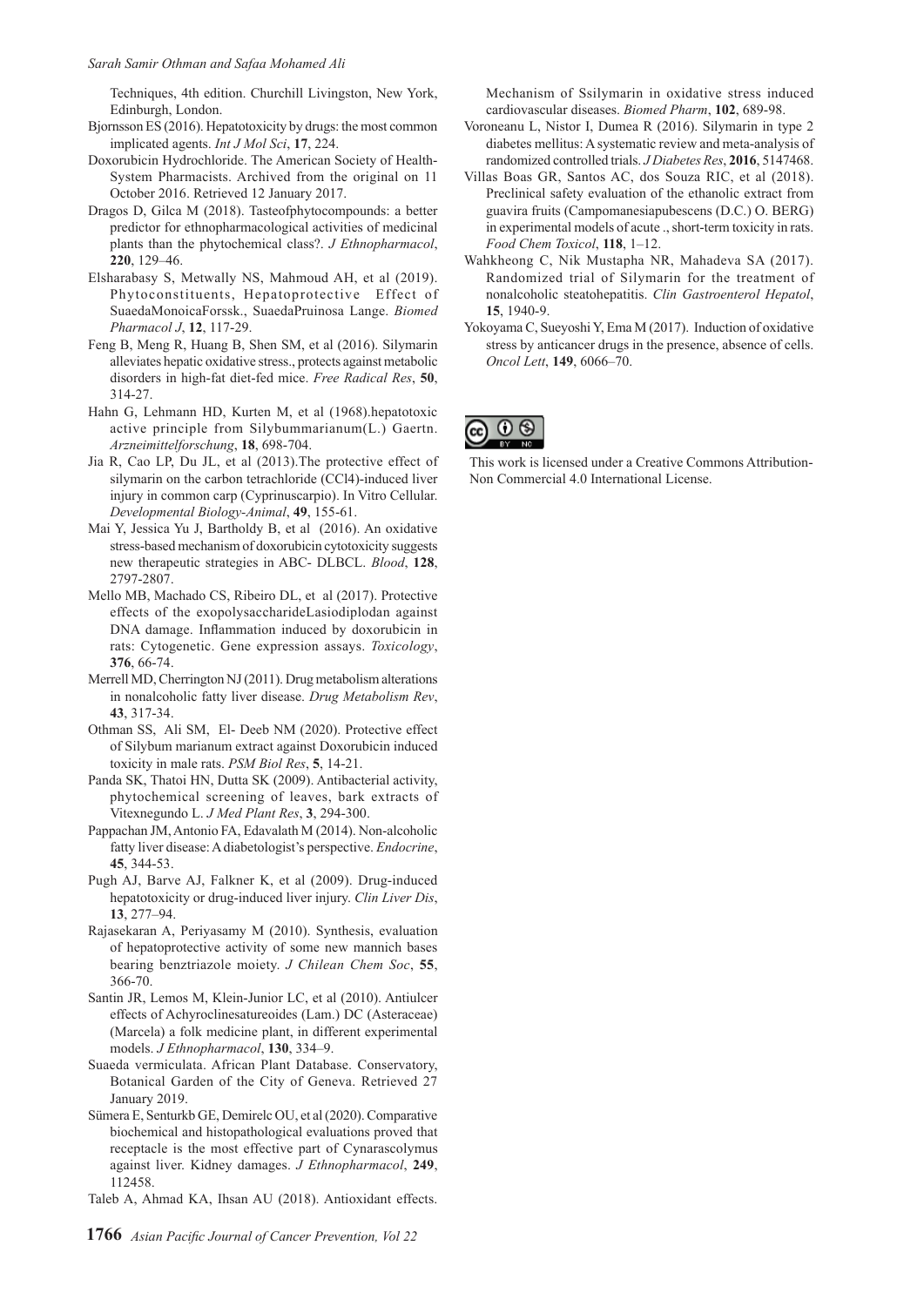Techniques, 4th edition. Churchill Livingston, New York, Edinburgh, London.

Bjornsson ES (2016). Hepatotoxicity by drugs: the most common implicated agents. *Int J Mol Sci*, **17**, 224.

Doxorubicin Hydrochloride. The American Society of Health-System Pharmacists. Archived from the original on 11 October 2016. Retrieved 12 January 2017.

Dragos D, Gilca M (2018). Tasteofphytocompounds: a better predictor for ethnopharmacological activities of medicinal plants than the phytochemical class?. *J Ethnopharmacol*, **220**, 129–46.

Elsharabasy S, Metwally NS, Mahmoud AH, et al (2019). Phytoconstituents, Hepatoprotective Effect of SuaedaMonoicaForssk., SuaedaPruinosa Lange. *Biomed Pharmacol J*, **12**, 117-29.

Feng B, Meng R, Huang B, Shen SM, et al (2016). Silymarin alleviates hepatic oxidative stress., protects against metabolic disorders in high-fat diet-fed mice. *Free Radical Res*, **50**, 314-27.

Hahn G, Lehmann HD, Kurten M, et al (1968).hepatotoxic active principle from Silybummarianum(L.) Gaertn. *Arzneimittelforschung*, **18**, 698-704.

Jia R, Cao LP, Du JL, et al (2013).The protective effect of silymarin on the carbon tetrachloride (CCl4)-induced liver injury in common carp (Cyprinuscarpio). In Vitro Cellular. *Developmental Biology-Animal*, **49**, 155-61.

Mai Y, Jessica Yu J, Bartholdy B, et al (2016). An oxidative stress-based mechanism of doxorubicin cytotoxicity suggests new therapeutic strategies in ABC- DLBCL. *Blood*, **128**, 2797-2807.

Mello MB, Machado CS, Ribeiro DL, et al (2017). Protective effects of the exopolysaccharideLasiodiplodan against DNA damage. Inflammation induced by doxorubicin in rats: Cytogenetic. Gene expression assays. *Toxicology*, **376**, 66-74.

Merrell MD, Cherrington NJ (2011). Drug metabolism alterations in nonalcoholic fatty liver disease. *Drug Metabolism Rev*, **43**, 317-34.

Othman SS, Ali SM, El- Deeb NM (2020). Protective effect of Silybum marianum extract against Doxorubicin induced toxicity in male rats. *PSM Biol Res*, **5**, 14-21.

Panda SK, Thatoi HN, Dutta SK (2009). Antibacterial activity, phytochemical screening of leaves, bark extracts of Vitexnegundo L. *J Med Plant Res*, **3**, 294-300.

Pappachan JM, Antonio FA, Edavalath M (2014). Non-alcoholic fatty liver disease: A diabetologist's perspective. *Endocrine*, **45**, 344-53.

Pugh AJ, Barve AJ, Falkner K, et al (2009). Drug-induced hepatotoxicity or drug-induced liver injury. *Clin Liver Dis*, **13**, 277–94.

Rajasekaran A, Periyasamy M (2010). Synthesis, evaluation of hepatoprotective activity of some new mannich bases bearing benztriazole moiety. *J Chilean Chem Soc*, **55**, 366-70.

Santin JR, Lemos M, Klein-Junior LC, et al (2010). Antiulcer effects of Achyroclinesatureoides (Lam.) DC (Asteraceae) (Marcela) a folk medicine plant, in different experimental models. *J Ethnopharmacol*, **130**, 334–9.

Suaeda vermiculata. African Plant Database. Conservatory, Botanical Garden of the City of Geneva. Retrieved 27 January 2019.

Sümera E, Senturkb GE, Demirelc OU, et al (2020). Comparative biochemical and histopathological evaluations proved that receptacle is the most effective part of Cynarascolymus against liver. Kidney damages. *J Ethnopharmacol*, **249**, 112458.

Taleb A, Ahmad KA, Ihsan AU (2018). Antioxidant effects. Mechanism of Ssilymarin in oxidative stress induced cardiovascular diseases. *Biomed Pharm*, **102**, 689-98.

Voroneanu L, Nistor I, Dumea R (2016). Silymarin in type 2 diabetes mellitus: A systematic review and meta-analysis of randomized controlled trials. *J Diabetes Res*, **2016**, 5147468.

Villas Boas GR, Santos AC, dos Souza RIC, et al (2018). Preclinical safety evaluation of the ethanolic extract from guavira fruits (Campomanesiapubescens (D.C.) O. BERG) in experimental models of acute ., short-term toxicity in rats. *Food Chem Toxicol*, **118**, 1–12.

Wahkheong C, Nik Mustapha NR, Mahadeva SA (2017). Randomized trial of Silymarin for the treatment of nonalcoholic steatohepatitis. *Clin Gastroenterol Hepatol*, **15**, 1940-9.

Yokoyama C, Sueyoshi Y, Ema M (2017). Induction of oxidative stress by anticancer drugs in the presence, absence of cells. *Oncol Lett*, **149**, 6066–70.

This work is licensed under a Creative Commons Attribution-Non Commercial 4.0 International License.